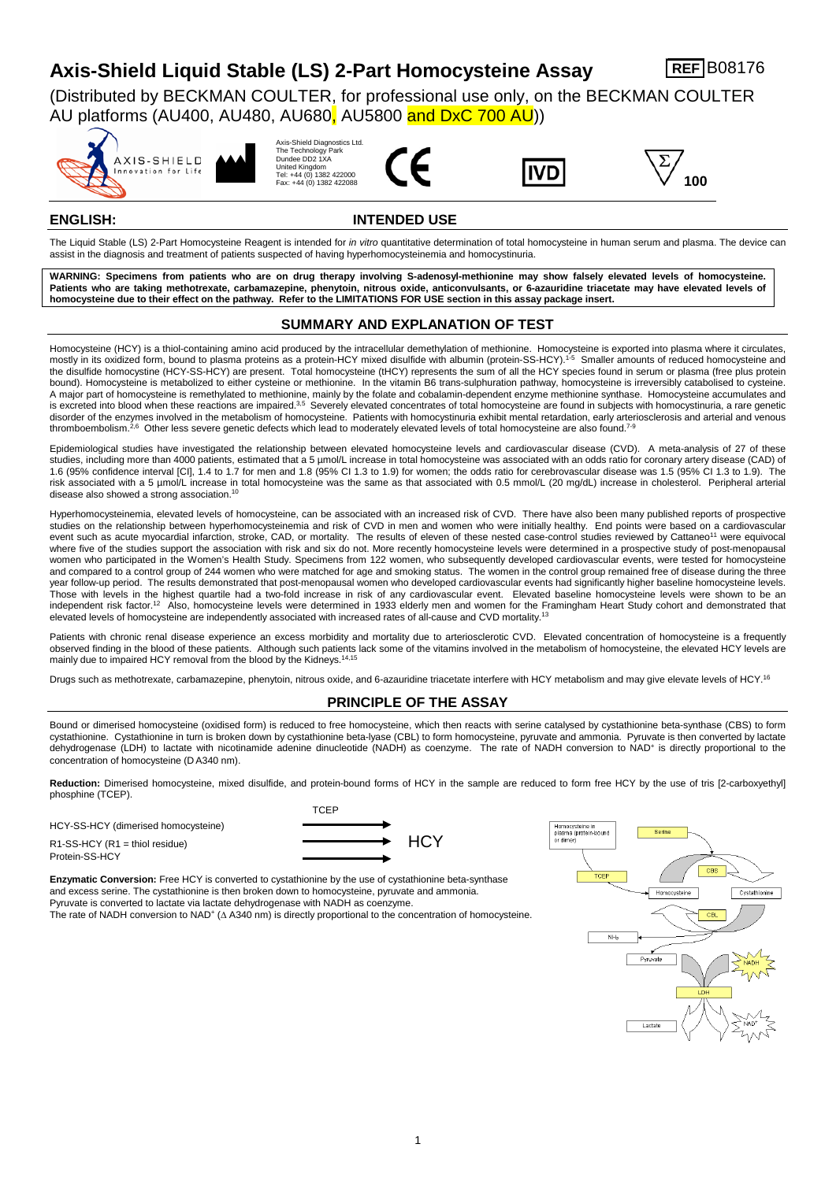# Axis-Shield Liquid Stable (LS) 2-Part Homocysteine Assay

REF B08176

(Distributed by BECKMAN COULTER, for professional use only, on the BECKMAN COULTER AU platforms (AU400, AU480, AU680, AU5800 and DxC 700 AU))

Axis-Shield Diagnostics Ltd.
The Technology Park
Dundee DD2 1XA
United Kingdom
Tel: +44 (0) 1382 422000
Fax: +44 (0) 1382 422088

IVD

Σ 100

## ENGLISH:

## INTENDED USE

The Liquid Stable (LS) 2-Part Homocysteine Reagent is intended for *in vitro* quantitative determination of total homocysteine in human serum and plasma. The device can assist in the diagnosis and treatment of patients suspected of having hyperhomocysteinemia and homocystinuria.

**WARNING: Specimens from patients who are on drug therapy involving S-adenosyl-methionine may show falsely elevated levels of homocysteine. Patients who are taking methotrexate, carbamazepine, phenytoin, nitrous oxide, anticonvulsants, or 6-azauridine triacetate may have elevated levels of homocysteine due to their effect on the pathway. Refer to the LIMITATIONS FOR USE section in this assay package insert.**

## SUMMARY AND EXPLANATION OF TEST

Homocysteine (HCY) is a thiol-containing amino acid produced by the intracellular demethylation of methionine. Homocysteine is exported into plasma where it circulates, mostly in its oxidized form, bound to plasma proteins as a protein-HCY mixed disulfide with albumin (protein-SS-HCY).[1-5] Smaller amounts of reduced homocysteine and the disulfide homocystine (HCY-SS-HCY) are present. Total homocysteine (tHCY) represents the sum of all the HCY species found in serum or plasma (free plus protein bound). Homocysteine is metabolized to either cysteine or methionine. In the vitamin B6 trans-sulphuration pathway, homocysteine is irreversibly catabolised to cysteine. A major part of homocysteine is remethylated to methionine, mainly by the folate and cobalamin-dependent enzyme methionine synthase. Homocysteine accumulates and is excreted into blood when these reactions are impaired.[3,5] Severely elevated concentrates of total homocysteine are found in subjects with homocystinuria, a rare genetic disorder of the enzymes involved in the metabolism of homocysteine. Patients with homocystinuria exhibit mental retardation, early arteriosclerosis and arterial and venous thromboembolism.[2,6] Other less severe genetic defects which lead to moderately elevated levels of total homocysteine are also found.[7-9]

Epidemiological studies have investigated the relationship between elevated homocysteine levels and cardiovascular disease (CVD). A meta-analysis of 27 of these studies, including more than 4000 patients, estimated that a 5 µmol/L increase in total homocysteine was associated with an odds ratio for coronary artery disease (CAD) of 1.6 (95% confidence interval [CI], 1.4 to 1.7 for men and 1.8 (95% CI 1.3 to 1.9) for women; the odds ratio for cerebrovascular disease was 1.5 (95% CI 1.3 to 1.9). The risk associated with a 5 µmol/L increase in total homocysteine was the same as that associated with 0.5 mmol/L (20 mg/dL) increase in cholesterol. Peripheral arterial disease also showed a strong association.[10]

Hyperhomocysteinemia, elevated levels of homocysteine, can be associated with an increased risk of CVD. There have also been many published reports of prospective studies on the relationship between hyperhomocysteinemia and risk of CVD in men and women who were initially healthy. End points were based on a cardiovascular event such as acute myocardial infarction, stroke, CAD, or mortality. The results of eleven of these nested case-control studies reviewed by Cattaneo[11] were equivocal where five of the studies support the association with risk and six do not. More recently homocysteine levels were determined in a prospective study of post-menopausal women who participated in the Women's Health Study. Specimens from 122 women, who subsequently developed cardiovascular events, were tested for homocysteine and compared to a control group of 244 women who were matched for age and smoking status. The women in the control group remained free of disease during the three year follow-up period. The results demonstrated that post-menopausal women who developed cardiovascular events had significantly higher baseline homocysteine levels. Those with levels in the highest quartile had a two-fold increase in risk of any cardiovascular event. Elevated baseline homocysteine levels were shown to be an independent risk factor.[12] Also, homocysteine levels were determined in 1933 elderly men and women for the Framingham Heart Study cohort and demonstrated that elevated levels of homocysteine are independently associated with increased rates of all-cause and CVD mortality.[13]

Patients with chronic renal disease experience an excess morbidity and mortality due to arteriosclerotic CVD. Elevated concentration of homocysteine is a frequently observed finding in the blood of these patients. Although such patients lack some of the vitamins involved in the metabolism of homocysteine, the elevated HCY levels are mainly due to impaired HCY removal from the blood by the Kidneys.[14,15]

Drugs such as methotrexate, carbamazepine, phenytoin, nitrous oxide, and 6-azauridine triacetate interfere with HCY metabolism and may give elevate levels of HCY.[16]

## PRINCIPLE OF THE ASSAY

Bound or dimerised homocysteine (oxidised form) is reduced to free homocysteine, which then reacts with serine catalysed by cystathionine beta-synthase (CBS) to form cystathionine. Cystathionine in turn is broken down by cystathionine beta-lyase (CBL) to form homocysteine, pyruvate and ammonia. Pyruvate is then converted by lactate dehydrogenase (LDH) to lactate with nicotinamide adenine dinucleotide (NADH) as coenzyme. The rate of NADH conversion to $NAD^+$ is directly proportional to the concentration of homocysteine (D A340 nm).

**Reduction:** Dimerised homocysteine, mixed disulfide, and protein-bound forms of HCY in the sample are reduced to form free HCY by the use of tris [2-carboxyethyl] phosphine (TCEP).

HCY-SS-HCY (dimerised homocysteine)
R1-SS-HCY (R1 = thiol residue) —TCEP→ HCY
Protein-SS-HCY

**Enzymatic Conversion:** Free HCY is converted to cystathionine by the use of cystathionine beta-synthase and excess serine. The cystathionine is then broken down to homocysteine, pyruvate and ammonia. Pyruvate is converted to lactate via lactate dehydrogenase with NADH as coenzyme.
The rate of NADH conversion to $NAD^+$ ($\Delta$ A340 nm) is directly proportional to the concentration of homocysteine.

Homocysteine in plasma (protein-bound or dimer) → TCEP → Homocysteine; Homocysteine + Serine → CBS → Cystathionine; Cystathionine → CBL → Homocysteine + $NH_3$ + Pyruvate; Pyruvate + NADH → LDH → Lactate + $NAD^+$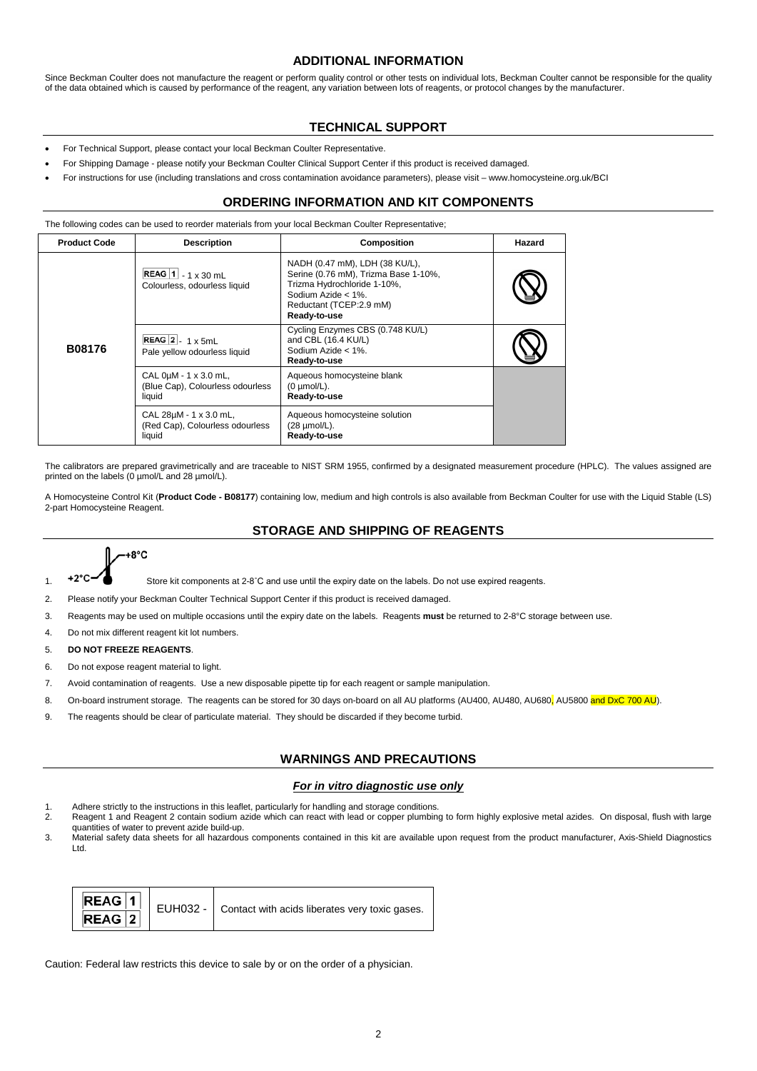## ADDITIONAL INFORMATION

Since Beckman Coulter does not manufacture the reagent or perform quality control or other tests on individual lots, Beckman Coulter cannot be responsible for the quality of the data obtained which is caused by performance of the reagent, any variation between lots of reagents, or protocol changes by the manufacturer.

## TECHNICAL SUPPORT

- For Technical Support, please contact your local Beckman Coulter Representative.
- For Shipping Damage - please notify your Beckman Coulter Clinical Support Center if this product is received damaged.
- For instructions for use (including translations and cross contamination avoidance parameters), please visit – www.homocysteine.org.uk/BCI

## ORDERING INFORMATION AND KIT COMPONENTS

The following codes can be used to reorder materials from your local Beckman Coulter Representative;

| Product Code | Description | Composition | Hazard |
|---|---|---|---|
| B08176 | REAG 1 - 1 x 30 mL<br>Colourless, odourless liquid | NADH (0.47 mM), LDH (38 KU/L),<br>Serine (0.76 mM), Trizma Base 1-10%,<br>Trizma Hydrochloride 1-10%,<br>Sodium Azide < 1%.<br>Reductant (TCEP:2.9 mM)<br>**Ready-to-use** | |
| | REAG 2 - 1 x 5mL<br>Pale yellow odourless liquid | Cycling Enzymes CBS (0.748 KU/L)<br>and CBL (16.4 KU/L)<br>Sodium Azide < 1%.<br>**Ready-to-use** | |
| | CAL 0µM - 1 x 3.0 mL,<br>(Blue Cap), Colourless odourless liquid | Aqueous homocysteine blank<br>(0 µmol/L).<br>**Ready-to-use** | |
| | CAL 28µM - 1 x 3.0 mL,<br>(Red Cap), Colourless odourless liquid | Aqueous homocysteine solution<br>(28 µmol/L).<br>**Ready-to-use** | |

The calibrators are prepared gravimetrically and are traceable to NIST SRM 1955, confirmed by a designated measurement procedure (HPLC). The values assigned are printed on the labels (0 µmol/L and 28 µmol/L).

A Homocysteine Control Kit (**Product Code - B08177**) containing low, medium and high controls is also available from Beckman Coulter for use with the Liquid Stable (LS) 2-part Homocysteine Reagent.

## STORAGE AND SHIPPING OF REAGENTS

1. +2°C – +8°C Store kit components at 2-8˚C and use until the expiry date on the labels. Do not use expired reagents.
2. Please notify your Beckman Coulter Technical Support Center if this product is received damaged.
3. Reagents may be used on multiple occasions until the expiry date on the labels. Reagents **must** be returned to 2-8°C storage between use.
4. Do not mix different reagent kit lot numbers.
5. **DO NOT FREEZE REAGENTS**.
6. Do not expose reagent material to light.
7. Avoid contamination of reagents. Use a new disposable pipette tip for each reagent or sample manipulation.
8. On-board instrument storage. The reagents can be stored for 30 days on-board on all AU platforms (AU400, AU480, AU680, AU5800 and DxC 700 AU).
9. The reagents should be clear of particulate material. They should be discarded if they become turbid.

## WARNINGS AND PRECAUTIONS

***For in vitro diagnostic use only***

1. Adhere strictly to the instructions in this leaflet, particularly for handling and storage conditions.
2. Reagent 1 and Reagent 2 contain sodium azide which can react with lead or copper plumbing to form highly explosive metal azides. On disposal, flush with large quantities of water to prevent azide build-up.
3. Material safety data sheets for all hazardous components contained in this kit are available upon request from the product manufacturer, Axis-Shield Diagnostics Ltd.

| | | |
|---|---|---|
| REAG 1<br>REAG 2 | EUH032 - | Contact with acids liberates very toxic gases. |

Caution: Federal law restricts this device to sale by or on the order of a physician.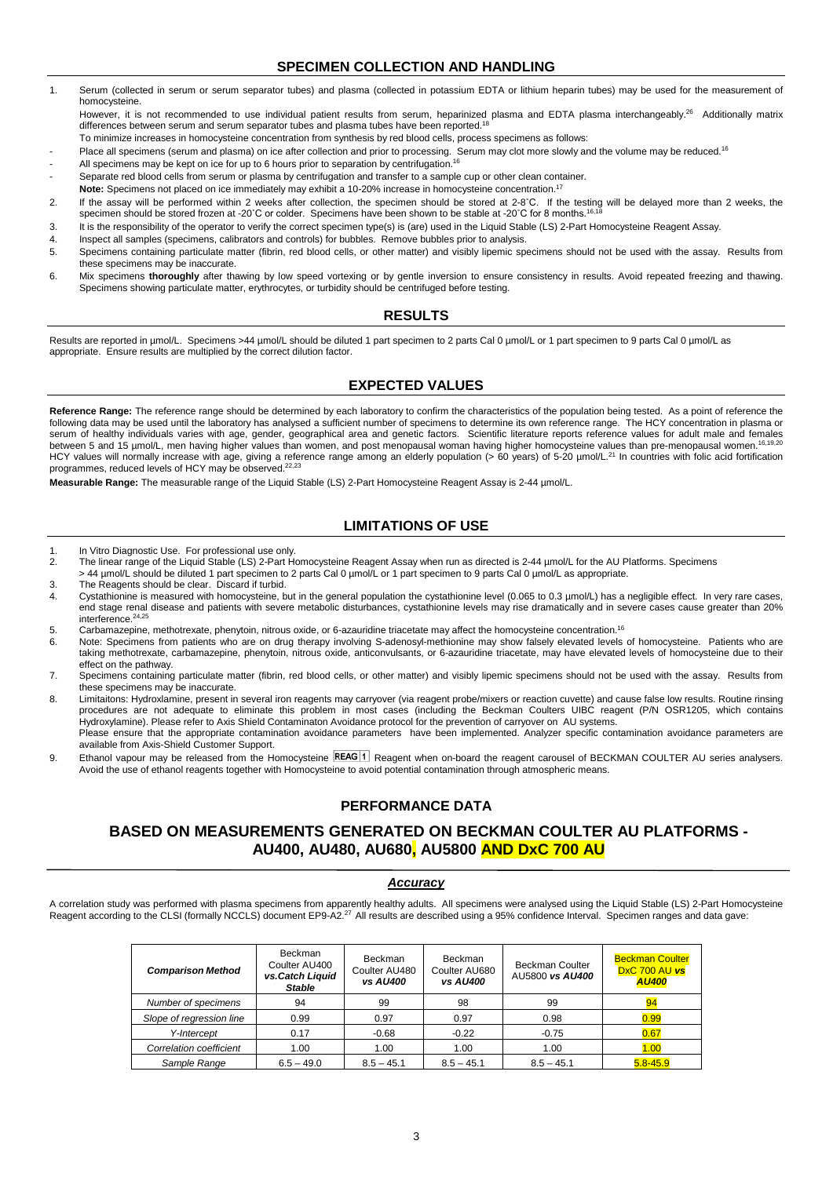## SPECIMEN COLLECTION AND HANDLING

1. Serum (collected in serum or serum separator tubes) and plasma (collected in potassium EDTA or lithium heparin tubes) may be used for the measurement of homocysteine.
   However, it is not recommended to use individual patient results from serum, heparinized plasma and EDTA plasma interchangeably.[26] Additionally matrix differences between serum and serum separator tubes and plasma tubes have been reported.[18]
   To minimize increases in homocysteine concentration from synthesis by red blood cells, process specimens as follows:
   - Place all specimens (serum and plasma) on ice after collection and prior to processing. Serum may clot more slowly and the volume may be reduced.[16]
   - All specimens may be kept on ice for up to 6 hours prior to separation by centrifugation.[16]
   - Separate red blood cells from serum or plasma by centrifugation and transfer to a sample cup or other clean container.

   **Note:** Specimens not placed on ice immediately may exhibit a 10-20% increase in homocysteine concentration.[17]
2. If the assay will be performed within 2 weeks after collection, the specimen should be stored at 2-8˚C. If the testing will be delayed more than 2 weeks, the specimen should be stored frozen at -20˚C or colder. Specimens have been shown to be stable at -20˚C for 8 months.[16,18]
3. It is the responsibility of the operator to verify the correct specimen type(s) is (are) used in the Liquid Stable (LS) 2-Part Homocysteine Reagent Assay.
4. Inspect all samples (specimens, calibrators and controls) for bubbles. Remove bubbles prior to analysis.
5. Specimens containing particulate matter (fibrin, red blood cells, or other matter) and visibly lipemic specimens should not be used with the assay. Results from these specimens may be inaccurate.
6. Mix specimens **thoroughly** after thawing by low speed vortexing or by gentle inversion to ensure consistency in results. Avoid repeated freezing and thawing. Specimens showing particulate matter, erythrocytes, or turbidity should be centrifuged before testing.

## RESULTS

Results are reported in µmol/L. Specimens >44 µmol/L should be diluted 1 part specimen to 2 parts Cal 0 µmol/L or 1 part specimen to 9 parts Cal 0 µmol/L as appropriate. Ensure results are multiplied by the correct dilution factor.

## EXPECTED VALUES

**Reference Range:** The reference range should be determined by each laboratory to confirm the characteristics of the population being tested. As a point of reference the following data may be used until the laboratory has analysed a sufficient number of specimens to determine its own reference range. The HCY concentration in plasma or serum of healthy individuals varies with age, gender, geographical area and genetic factors. Scientific literature reports reference values for adult male and females between 5 and 15 µmol/L, men having higher values than women, and post menopausal woman having higher homocysteine values than pre-menopausal women.[16,19,20] HCY values will normally increase with age, giving a reference range among an elderly population (> 60 years) of 5-20 µmol/L.[21] In countries with folic acid fortification programmes, reduced levels of HCY may be observed.[22,23]

**Measurable Range:** The measurable range of the Liquid Stable (LS) 2-Part Homocysteine Reagent Assay is 2-44 µmol/L.

## LIMITATIONS OF USE

1. In Vitro Diagnostic Use. For professional use only.
2. The linear range of the Liquid Stable (LS) 2-Part Homocysteine Reagent Assay when run as directed is 2-44 µmol/L for the AU Platforms. Specimens > 44 µmol/L should be diluted 1 part specimen to 2 parts Cal 0 µmol/L or 1 part specimen to 9 parts Cal 0 µmol/L as appropriate.
3. The Reagents should be clear. Discard if turbid.
4. Cystathionine is measured with homocysteine, but in the general population the cystathionine level (0.065 to 0.3 µmol/L) has a negligible effect. In very rare cases, end stage renal disease and patients with severe metabolic disturbances, cystathionine levels may rise dramatically and in severe cases cause greater than 20% interference.[24,25]
5. Carbamazepine, methotrexate, phenytoin, nitrous oxide, or 6-azauridine triacetate may affect the homocysteine concentration.[16]
6. Note: Specimens from patients who are on drug therapy involving S-adenosyl-methionine may show falsely elevated levels of homocysteine. Patients who are taking methotrexate, carbamazepine, phenytoin, nitrous oxide, anticonvulsants, or 6-azauridine triacetate, may have elevated levels of homocysteine due to their effect on the pathway.
7. Specimens containing particulate matter (fibrin, red blood cells, or other matter) and visibly lipemic specimens should not be used with the assay. Results from these specimens may be inaccurate.
8. Limitaitons: Hydroxlamine, present in several iron reagents may carryover (via reagent probe/mixers or reaction cuvette) and cause false low results. Routine rinsing procedures are not adequate to eliminate this problem in most cases (including the Beckman Coulters UIBC reagent (P/N OSR1205, which contains Hydroxylamine). Please refer to Axis Shield Contaminaton Avoidance protocol for the prevention of carryover on AU systems.
   Please ensure that the appropriate contamination avoidance parameters have been implemented. Analyzer specific contamination avoidance parameters are available from Axis-Shield Customer Support.
9. Ethanol vapour may be released from the Homocysteine REAG 1 Reagent when on-board the reagent carousel of BECKMAN COULTER AU series analysers. Avoid the use of ethanol reagents together with Homocysteine to avoid potential contamination through atmospheric means.

## PERFORMANCE DATA

## BASED ON MEASUREMENTS GENERATED ON BECKMAN COULTER AU PLATFORMS - AU400, AU480, AU680, AU5800 AND DxC 700 AU

### *Accuracy*

A correlation study was performed with plasma specimens from apparently healthy adults. All specimens were analysed using the Liquid Stable (LS) 2-Part Homocysteine Reagent according to the CLSI (formally NCCLS) document EP9-A2.[27] All results are described using a 95% confidence Interval. Specimen ranges and data gave:

| *Comparison Method* | Beckman Coulter AU400 ***vs.Catch Liquid Stable*** | Beckman Coulter AU480 ***vs AU400*** | Beckman Coulter AU680 ***vs AU400*** | Beckman Coulter AU5800 ***vs AU400*** | Beckman Coulter DxC 700 AU ***vs AU400*** |
|---|---|---|---|---|---|
| *Number of specimens* | 94 | 99 | 98 | 99 | 94 |
| *Slope of regression line* | 0.99 | 0.97 | 0.97 | 0.98 | 0.99 |
| *Y-Intercept* | 0.17 | -0.68 | -0.22 | -0.75 | 0.67 |
| *Correlation coefficient* | 1.00 | 1.00 | 1.00 | 1.00 | 1.00 |
| *Sample Range* | 6.5 – 49.0 | 8.5 – 45.1 | 8.5 – 45.1 | 8.5 – 45.1 | 5.8-45.9 |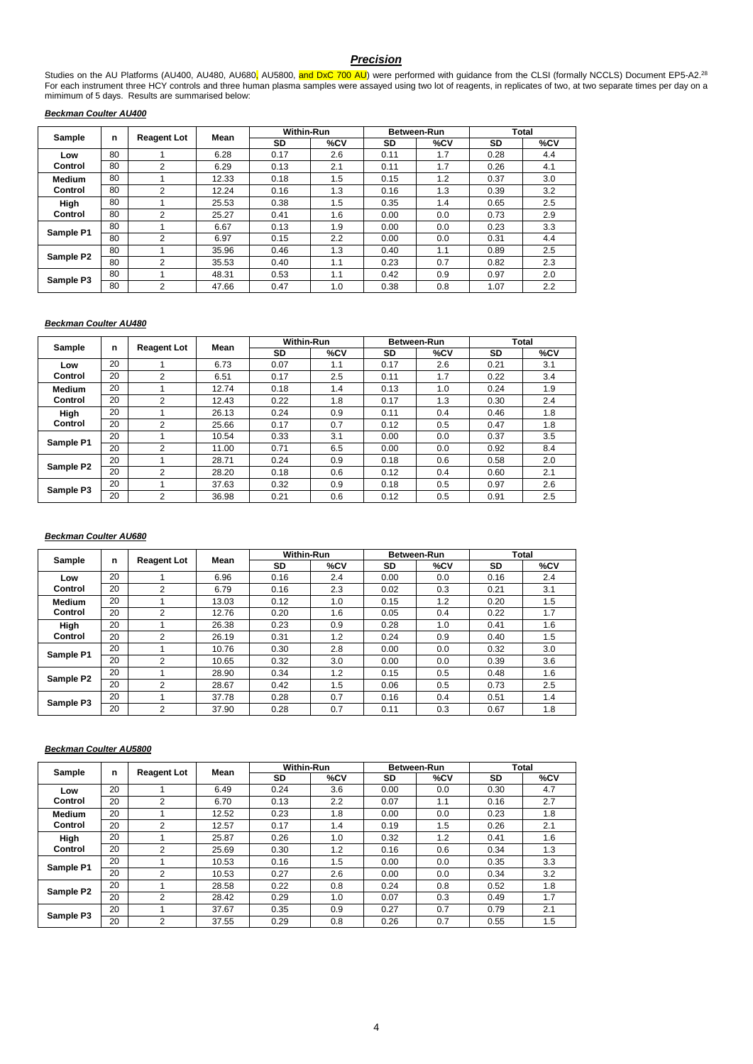## *Precision*

Studies on the AU Platforms (AU400, AU480, AU680, AU5800, and DxC 700 AU) were performed with guidance from the CLSI (formally NCCLS) Document EP5-A2.[28] For each instrument three HCY controls and three human plasma samples were assayed using two lot of reagents, in replicates of two, at two separate times per day on a mimimum of 5 days. Results are summarised below:

### *Beckman Coulter AU400*

| Sample | n | Reagent Lot | Mean | Within-Run | | Between-Run | | Total | |
|---|---|---|---|---|---|---|---|---|---|
| | | | | SD | %CV | SD | %CV | SD | %CV |
| Low Control | 80 | 1 | 6.28 | 0.17 | 2.6 | 0.11 | 1.7 | 0.28 | 4.4 |
| | 80 | 2 | 6.29 | 0.13 | 2.1 | 0.11 | 1.7 | 0.26 | 4.1 |
| Medium Control | 80 | 1 | 12.33 | 0.18 | 1.5 | 0.15 | 1.2 | 0.37 | 3.0 |
| | 80 | 2 | 12.24 | 0.16 | 1.3 | 0.16 | 1.3 | 0.39 | 3.2 |
| High Control | 80 | 1 | 25.53 | 0.38 | 1.5 | 0.35 | 1.4 | 0.65 | 2.5 |
| | 80 | 2 | 25.27 | 0.41 | 1.6 | 0.00 | 0.0 | 0.73 | 2.9 |
| Sample P1 | 80 | 1 | 6.67 | 0.13 | 1.9 | 0.00 | 0.0 | 0.23 | 3.3 |
| | 80 | 2 | 6.97 | 0.15 | 2.2 | 0.00 | 0.0 | 0.31 | 4.4 |
| Sample P2 | 80 | 1 | 35.96 | 0.46 | 1.3 | 0.40 | 1.1 | 0.89 | 2.5 |
| | 80 | 2 | 35.53 | 0.40 | 1.1 | 0.23 | 0.7 | 0.82 | 2.3 |
| Sample P3 | 80 | 1 | 48.31 | 0.53 | 1.1 | 0.42 | 0.9 | 0.97 | 2.0 |
| | 80 | 2 | 47.66 | 0.47 | 1.0 | 0.38 | 0.8 | 1.07 | 2.2 |

### *Beckman Coulter AU480*

| Sample | n | Reagent Lot | Mean | Within-Run | | Between-Run | | Total | |
|---|---|---|---|---|---|---|---|---|---|
| | | | | SD | %CV | SD | %CV | SD | %CV |
| Low Control | 20 | 1 | 6.73 | 0.07 | 1.1 | 0.17 | 2.6 | 0.21 | 3.1 |
| | 20 | 2 | 6.51 | 0.17 | 2.5 | 0.11 | 1.7 | 0.22 | 3.4 |
| Medium Control | 20 | 1 | 12.74 | 0.18 | 1.4 | 0.13 | 1.0 | 0.24 | 1.9 |
| | 20 | 2 | 12.43 | 0.22 | 1.8 | 0.17 | 1.3 | 0.30 | 2.4 |
| High Control | 20 | 1 | 26.13 | 0.24 | 0.9 | 0.11 | 0.4 | 0.46 | 1.8 |
| | 20 | 2 | 25.66 | 0.17 | 0.7 | 0.12 | 0.5 | 0.47 | 1.8 |
| Sample P1 | 20 | 1 | 10.54 | 0.33 | 3.1 | 0.00 | 0.0 | 0.37 | 3.5 |
| | 20 | 2 | 11.00 | 0.71 | 6.5 | 0.00 | 0.0 | 0.92 | 8.4 |
| Sample P2 | 20 | 1 | 28.71 | 0.24 | 0.9 | 0.18 | 0.6 | 0.58 | 2.0 |
| | 20 | 2 | 28.20 | 0.18 | 0.6 | 0.12 | 0.4 | 0.60 | 2.1 |
| Sample P3 | 20 | 1 | 37.63 | 0.32 | 0.9 | 0.18 | 0.5 | 0.97 | 2.6 |
| | 20 | 2 | 36.98 | 0.21 | 0.6 | 0.12 | 0.5 | 0.91 | 2.5 |

### *Beckman Coulter AU680*

| Sample | n | Reagent Lot | Mean | Within-Run | | Between-Run | | Total | |
|---|---|---|---|---|---|---|---|---|---|
| | | | | SD | %CV | SD | %CV | SD | %CV |
| Low Control | 20 | 1 | 6.96 | 0.16 | 2.4 | 0.00 | 0.0 | 0.16 | 2.4 |
| | 20 | 2 | 6.79 | 0.16 | 2.3 | 0.02 | 0.3 | 0.21 | 3.1 |
| Medium Control | 20 | 1 | 13.03 | 0.12 | 1.0 | 0.15 | 1.2 | 0.20 | 1.5 |
| | 20 | 2 | 12.76 | 0.20 | 1.6 | 0.05 | 0.4 | 0.22 | 1.7 |
| High Control | 20 | 1 | 26.38 | 0.23 | 0.9 | 0.28 | 1.0 | 0.41 | 1.6 |
| | 20 | 2 | 26.19 | 0.31 | 1.2 | 0.24 | 0.9 | 0.40 | 1.5 |
| Sample P1 | 20 | 1 | 10.76 | 0.30 | 2.8 | 0.00 | 0.0 | 0.32 | 3.0 |
| | 20 | 2 | 10.65 | 0.32 | 3.0 | 0.00 | 0.0 | 0.39 | 3.6 |
| Sample P2 | 20 | 1 | 28.90 | 0.34 | 1.2 | 0.15 | 0.5 | 0.48 | 1.6 |
| | 20 | 2 | 28.67 | 0.42 | 1.5 | 0.06 | 0.5 | 0.73 | 2.5 |
| Sample P3 | 20 | 1 | 37.78 | 0.28 | 0.7 | 0.16 | 0.4 | 0.51 | 1.4 |
| | 20 | 2 | 37.90 | 0.28 | 0.7 | 0.11 | 0.3 | 0.67 | 1.8 |

### *Beckman Coulter AU5800*

| Sample | n | Reagent Lot | Mean | Within-Run | | Between-Run | | Total | |
|---|---|---|---|---|---|---|---|---|---|
| | | | | SD | %CV | SD | %CV | SD | %CV |
| Low Control | 20 | 1 | 6.49 | 0.24 | 3.6 | 0.00 | 0.0 | 0.30 | 4.7 |
| | 20 | 2 | 6.70 | 0.13 | 2.2 | 0.07 | 1.1 | 0.16 | 2.7 |
| Medium Control | 20 | 1 | 12.52 | 0.23 | 1.8 | 0.00 | 0.0 | 0.23 | 1.8 |
| | 20 | 2 | 12.57 | 0.17 | 1.4 | 0.19 | 1.5 | 0.26 | 2.1 |
| High Control | 20 | 1 | 25.87 | 0.26 | 1.0 | 0.32 | 1.2 | 0.41 | 1.6 |
| | 20 | 2 | 25.69 | 0.30 | 1.2 | 0.16 | 0.6 | 0.34 | 1.3 |
| Sample P1 | 20 | 1 | 10.53 | 0.16 | 1.5 | 0.00 | 0.0 | 0.35 | 3.3 |
| | 20 | 2 | 10.53 | 0.27 | 2.6 | 0.00 | 0.0 | 0.34 | 3.2 |
| Sample P2 | 20 | 1 | 28.58 | 0.22 | 0.8 | 0.24 | 0.8 | 0.52 | 1.8 |
| | 20 | 2 | 28.42 | 0.29 | 1.0 | 0.07 | 0.3 | 0.49 | 1.7 |
| Sample P3 | 20 | 1 | 37.67 | 0.35 | 0.9 | 0.27 | 0.7 | 0.79 | 2.1 |
| | 20 | 2 | 37.55 | 0.29 | 0.8 | 0.26 | 0.7 | 0.55 | 1.5 |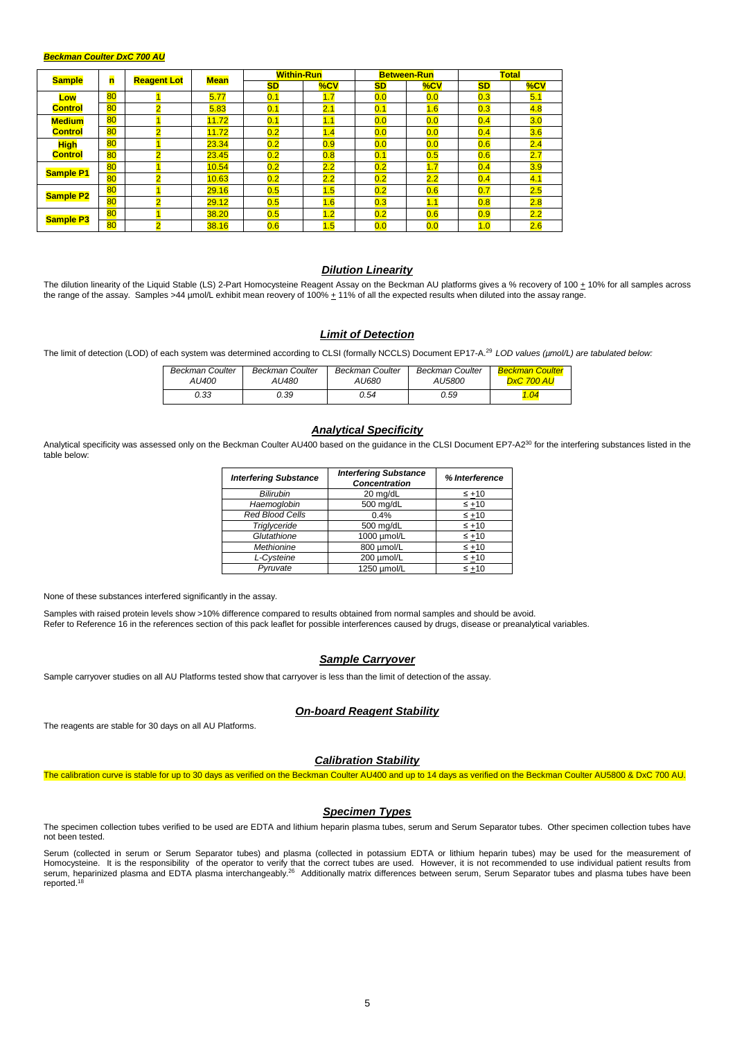***Beckman Coulter DxC 700 AU***

| Sample | n | Reagent Lot | Mean | Within-Run | | Between-Run | | Total | |
|---|---|---|---|---|---|---|---|---|---|
| | | | | SD | %CV | SD | %CV | SD | %CV |
| Low Control | 80 | 1 | 5.77 | 0.1 | 1.7 | 0.0 | 0.0 | 0.3 | 5.1 |
| | 80 | 2 | 5.83 | 0.1 | 2.1 | 0.1 | 1.6 | 0.3 | 4.8 |
| Medium Control | 80 | 1 | 11.72 | 0.1 | 1.1 | 0.0 | 0.0 | 0.4 | 3.0 |
| | 80 | 2 | 11.72 | 0.2 | 1.4 | 0.0 | 0.0 | 0.4 | 3.6 |
| High Control | 80 | 1 | 23.34 | 0.2 | 0.9 | 0.0 | 0.0 | 0.6 | 2.4 |
| | 80 | 2 | 23.45 | 0.2 | 0.8 | 0.1 | 0.5 | 0.6 | 2.7 |
| Sample P1 | 80 | 1 | 10.54 | 0.2 | 2.2 | 0.2 | 1.7 | 0.4 | 3.9 |
| | 80 | 2 | 10.63 | 0.2 | 2.2 | 0.2 | 2.2 | 0.4 | 4.1 |
| Sample P2 | 80 | 1 | 29.16 | 0.5 | 1.5 | 0.2 | 0.6 | 0.7 | 2.5 |
| | 80 | 2 | 29.12 | 0.5 | 1.6 | 0.3 | 1.1 | 0.8 | 2.8 |
| Sample P3 | 80 | 1 | 38.20 | 0.5 | 1.2 | 0.2 | 0.6 | 0.9 | 2.2 |
| | 80 | 2 | 38.16 | 0.6 | 1.5 | 0.0 | 0.0 | 1.0 | 2.6 |

## ***Dilution Linearity***

The dilution linearity of the Liquid Stable (LS) 2-Part Homocysteine Reagent Assay on the Beckman AU platforms gives a % recovery of 100 ± 10% for all samples across the range of the assay. Samples >44 µmol/L exhibit mean reovery of 100% ± 11% of all the expected results when diluted into the assay range.

## ***Limit of Detection***

The limit of detection (LOD) of each system was determined according to CLSI (formally NCCLS) Document EP17-A.[29] *LOD values (µmol/L) are tabulated below:*

| *Beckman Coulter AU400* | *Beckman Coulter AU480* | *Beckman Coulter AU680* | *Beckman Coulter AU5800* | *Beckman Coulter DxC 700 AU* |
|---|---|---|---|---|
| *0.33* | *0.39* | *0.54* | *0.59* | *1.04* |

## ***Analytical Specificity***

Analytical specificity was assessed only on the Beckman Coulter AU400 based on the guidance in the CLSI Document EP7-A2[30] for the interfering substances listed in the table below:

| *Interfering Substance* | *Interfering Substance Concentration* | *% Interference* |
|---|---|---|
| *Bilirubin* | 20 mg/dL | ≤ ±10 |
| *Haemoglobin* | 500 mg/dL | ≤ ±10 |
| *Red Blood Cells* | 0.4% | ≤ ±10 |
| *Triglyceride* | 500 mg/dL | ≤ ±10 |
| *Glutathione* | 1000 µmol/L | ≤ ±10 |
| *Methionine* | 800 µmol/L | ≤ ±10 |
| *L-Cysteine* | 200 µmol/L | ≤ ±10 |
| *Pyruvate* | 1250 µmol/L | ≤ ±10 |

None of these substances interfered significantly in the assay.

Samples with raised protein levels show >10% difference compared to results obtained from normal samples and should be avoid.
Refer to Reference 16 in the references section of this pack leaflet for possible interferences caused by drugs, disease or preanalytical variables.

## ***Sample Carryover***

Sample carryover studies on all AU Platforms tested show that carryover is less than the limit of detection of the assay.

## ***On-board Reagent Stability***

The reagents are stable for 30 days on all AU Platforms.

## ***Calibration Stability***

The calibration curve is stable for up to 30 days as verified on the Beckman Coulter AU400 and up to 14 days as verified on the Beckman Coulter AU5800 & DxC 700 AU.

## ***Specimen Types***

The specimen collection tubes verified to be used are EDTA and lithium heparin plasma tubes, serum and Serum Separator tubes. Other specimen collection tubes have not been tested.

Serum (collected in serum or Serum Separator tubes) and plasma (collected in potassium EDTA or lithium heparin tubes) may be used for the measurement of Homocysteine. It is the responsibility of the operator to verify that the correct tubes are used. However, it is not recommended to use individual patient results from serum, heparinized plasma and EDTA plasma interchangeably.[26] Additionally matrix differences between serum, Serum Separator tubes and plasma tubes have been reported.[18]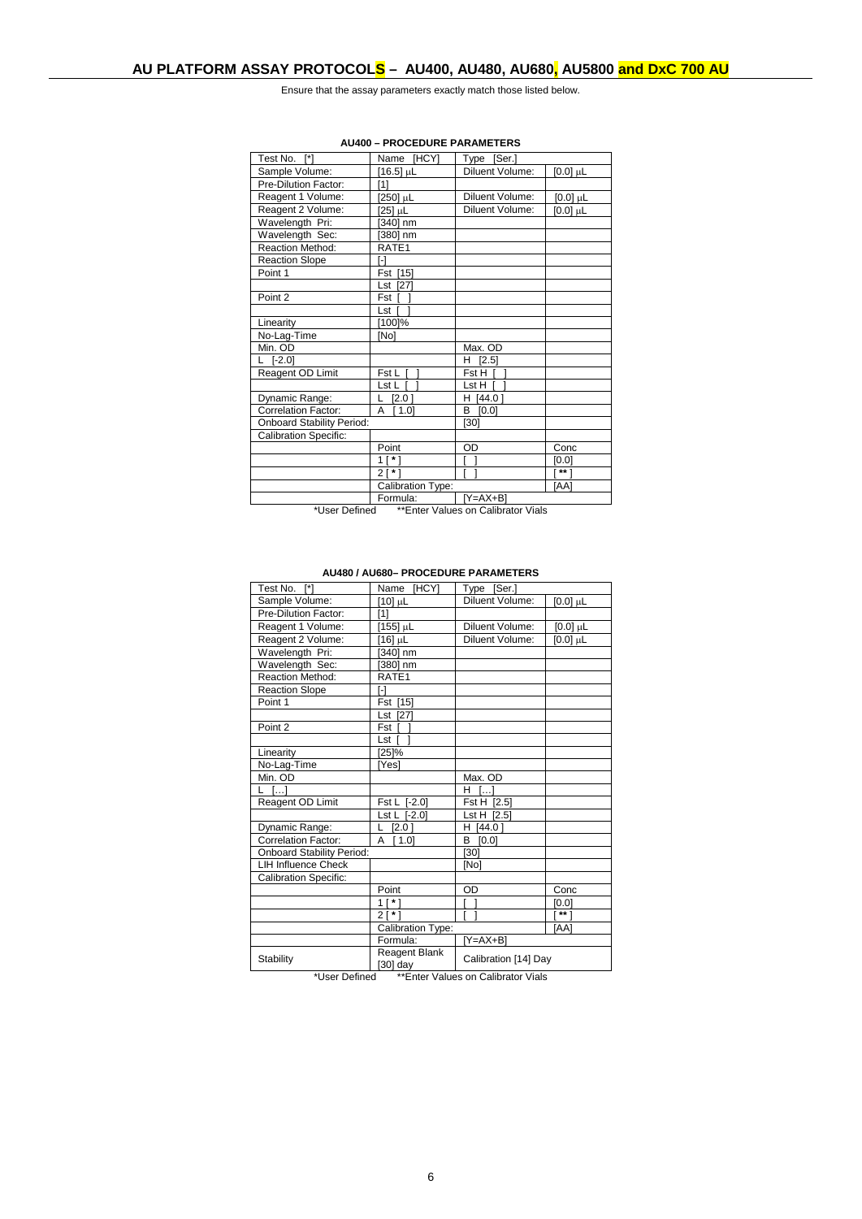## AU PLATFORM ASSAY PROTOCOLS – AU400, AU480, AU680, AU5800 and DxC 700 AU

Ensure that the assay parameters exactly match those listed below.

**AU400 – PROCEDURE PARAMETERS**

| Test No. [*] | Name [HCY] | Type [Ser.] | |
|---|---|---|---|
| Sample Volume: | [16.5] µL | Diluent Volume: | [0.0] µL |
| Pre-Dilution Factor: | [1] | | |
| Reagent 1 Volume: | [250] µL | Diluent Volume: | [0.0] µL |
| Reagent 2 Volume: | [25] µL | Diluent Volume: | [0.0] µL |
| Wavelength Pri: | [340] nm | | |
| Wavelength Sec: | [380] nm | | |
| Reaction Method: | RATE1 | | |
| Reaction Slope | [-] | | |
| Point 1 | Fst [15] | | |
| | Lst [27] | | |
| Point 2 | Fst [ ] | | |
| | Lst [ ] | | |
| Linearity | [100]% | | |
| No-Lag-Time | [No] | | |
| Min. OD | | Max. OD | |
| L [-2.0] | | H [2.5] | |
| Reagent OD Limit | Fst L [ ] | Fst H [ ] | |
| | Lst L [ ] | Lst H [ ] | |
| Dynamic Range: | L [2.0 ] | H [44.0 ] | |
| Correlation Factor: | A [ 1.0] | B [0.0] | |
| Onboard Stability Period: | | [30] | |
| Calibration Specific: | | | |
| | Point | OD | Conc |
| | 1 [ * ] | [ ] | [0.0] |
| | 2 [ * ] | [ ] | [ ** ] |
| | Calibration Type: | | [AA] |
| | Formula: | [Y=AX+B] | |

*User Defined **Enter Values on Calibrator Vials

**AU480 / AU680– PROCEDURE PARAMETERS**

| Test No. [*] | Name [HCY] | Type [Ser.] | |
|---|---|---|---|
| Sample Volume: | [10] µL | Diluent Volume: | [0.0] µL |
| Pre-Dilution Factor: | [1] | | |
| Reagent 1 Volume: | [155] µL | Diluent Volume: | [0.0] µL |
| Reagent 2 Volume: | [16] µL | Diluent Volume: | [0.0] µL |
| Wavelength Pri: | [340] nm | | |
| Wavelength Sec: | [380] nm | | |
| Reaction Method: | RATE1 | | |
| Reaction Slope | [-] | | |
| Point 1 | Fst [15] | | |
| | Lst [27] | | |
| Point 2 | Fst [ ] | | |
| | Lst [ ] | | |
| Linearity | [25]% | | |
| No-Lag-Time | [Yes] | | |
| Min. OD | | Max. OD | |
| L […] | | H […] | |
| Reagent OD Limit | Fst L [-2.0] | Fst H [2.5] | |
| | Lst L [-2.0] | Lst H [2.5] | |
| Dynamic Range: | L [2.0 ] | H [44.0 ] | |
| Correlation Factor: | A [ 1.0] | B [0.0] | |
| Onboard Stability Period: | | [30] | |
| LIH Influence Check | | [No] | |
| Calibration Specific: | | | |
| | Point | OD | Conc |
| | 1 [ * ] | [ ] | [0.0] |
| | 2 [ * ] | [ ] | [ ** ] |
| | Calibration Type: | | [AA] |
| | Formula: | [Y=AX+B] | |
| Stability | Reagent Blank [30] day | Calibration [14] Day | |

*User Defined **Enter Values on Calibrator Vials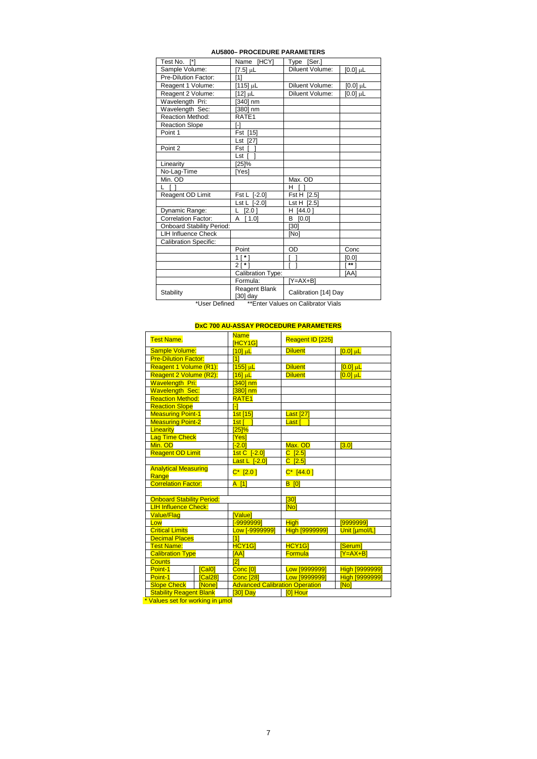**AU5800– PROCEDURE PARAMETERS**

| Test No. [*] | Name [HCY] | Type [Ser.] | |
|---|---|---|---|
| Sample Volume: | [7.5] µL | Diluent Volume: | [0.0] µL |
| Pre-Dilution Factor: | [1] | | |
| Reagent 1 Volume: | [115] µL | Diluent Volume: | [0.0] µL |
| Reagent 2 Volume: | [12] µL | Diluent Volume: | [0.0] µL |
| Wavelength Pri: | [340] nm | | |
| Wavelength Sec: | [380] nm | | |
| Reaction Method: | RATE1 | | |
| Reaction Slope | [-] | | |
| Point 1 | Fst [15] | | |
| | Lst [27] | | |
| Point 2 | Fst [ ] | | |
| | Lst [ ] | | |
| Linearity | [25]% | | |
| No-Lag-Time | [Yes] | | |
| Min. OD | | Max. OD | |
| L [ ] | | H [ ] | |
| Reagent OD Limit | Fst L [-2.0] | Fst H [2.5] | |
| | Lst L [-2.0] | Lst H [2.5] | |
| Dynamic Range: | L [2.0 ] | H [44.0 ] | |
| Correlation Factor: | A [ 1.0] | B [0.0] | |
| Onboard Stability Period: | | [30] | |
| LIH Influence Check | | [No] | |
| Calibration Specific: | | | |
| | Point | OD | Conc |
| | 1 [ * ] | [ ] | [0.0] |
| | 2 [ * ] | [ ] | [ ** ] |
| | Calibration Type: | | [AA] |
| | Formula: | [Y=AX+B] | |
| Stability | Reagent Blank [30] day | Calibration [14] Day | |

*User Defined **Enter Values on Calibrator Vials

**DxC 700 AU-ASSAY PROCEDURE PARAMETERS**

| Test Name. | | Name [HCY1G] | Reagent ID [225] | |
|---|---|---|---|---|
| Sample Volume: | | [10] µL | Diluent | [0.0] µL |
| Pre-Dilution Factor: | | [1] | | |
| Reagent 1 Volume (R1): | | [155] µL | Diluent | [0.0] µL |
| Reagent 2 Volume (R2): | | [16] µL | Diluent | [0.0] µL |
| Wavelength Pri: | | [340] nm | | |
| Wavelength Sec: | | [380] nm | | |
| Reaction Method: | | RATE1 | | |
| Reaction Slope | | [-] | | |
| Measuring Point-1 | | 1st [15] | Last [27] | |
| Measuring Point-2 | | 1st [ ] | Last [ ] | |
| Linearity | | [25]% | | |
| Lag Time Check | | [Yes] | | |
| Min. OD | | [-2.0] | Max. OD | [3.0] |
| Reagent OD Limit | | 1st C [-2.0] | C [2.5] | |
| | | Last L [-2.0] | C [2.5] | |
| Analytical Measuring Range | | C* [2.0 ] | C* [44.0 ] | |
| Correlation Factor: | | A [1] | B [0] | |
| | | | | |
| Onboard Stability Period: | | | [30] | |
| LIH Influence Check: | | | [No] | |
| Value/Flag | | [Value] | | |
| Low | | [-9999999] | High | [9999999] |
| Critical Limits | | Low [-9999999] | High [9999999] | Unit [µmol/L] |
| Decimal Places | | [1] | | |
| Test Name: | | HCY1G] | HCY1G] | [Serum] |
| Calibration Type | | [AA] | Formula | [Y=AX+B] |
| Counts | | [2] | | |
| Point-1 | [Cal0] | Conc [0] | Low [9999999] | High [9999999] |
| Point-1 | [Cal28] | Conc [28] | Low [9999999] | High [9999999] |
| Slope Check | [None] | Advanced Calibration Operation | | [No] |
| Stability Reagent Blank | | [30] Day | [0] Hour | |

\* Values set for working in µmol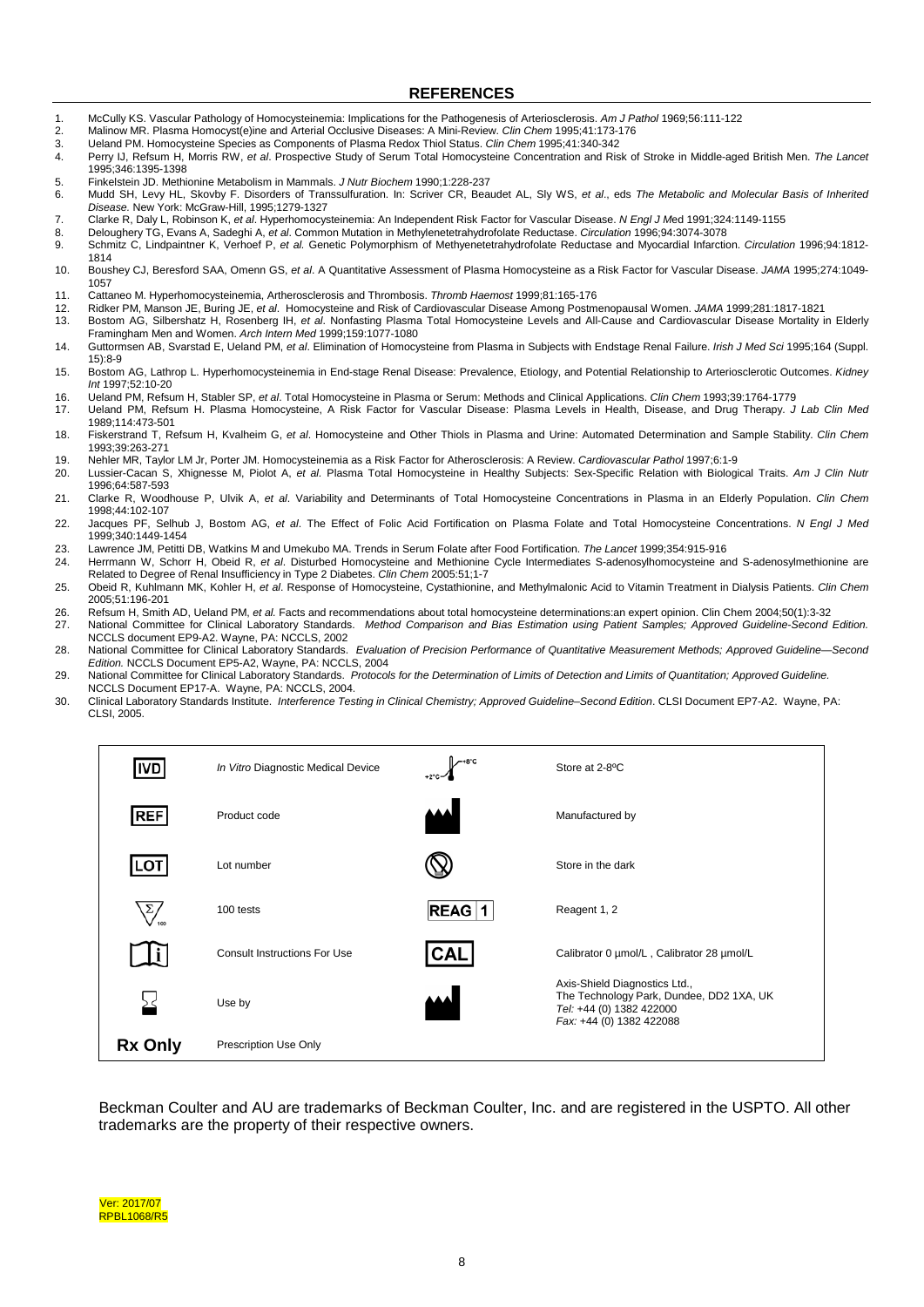## REFERENCES

1. McCully KS. Vascular Pathology of Homocysteinemia: Implications for the Pathogenesis of Arteriosclerosis. *Am J Pathol* 1969;56:111-122
2. Malinow MR. Plasma Homocyst(e)ine and Arterial Occlusive Diseases: A Mini-Review. *Clin Chem* 1995;41:173-176
3. Ueland PM. Homocysteine Species as Components of Plasma Redox Thiol Status. *Clin Chem* 1995;41:340-342
4. Perry IJ, Refsum H, Morris RW, *et al*. Prospective Study of Serum Total Homocysteine Concentration and Risk of Stroke in Middle-aged British Men. *The Lancet* 1995;346:1395-1398
5. Finkelstein JD. Methionine Metabolism in Mammals. *J Nutr Biochem* 1990;1:228-237
6. Mudd SH, Levy HL, Skovby F. Disorders of Transsulfuration. In: Scriver CR, Beaudet AL, Sly WS, *et al*., eds *The Metabolic and Molecular Basis of Inherited Disease*. New York: McGraw-Hill, 1995;1279-1327
7. Clarke R, Daly L, Robinson K, *et al*. Hyperhomocysteinemia: An Independent Risk Factor for Vascular Disease. *N Engl J Med* 1991;324:1149-1155
8. Deloughery TG, Evans A, Sadeghi A, *et al*. Common Mutation in Methylenetetrahydrofolate Reductase. *Circulation* 1996;94:3074-3078
9. Schmitz C, Lindpaintner K, Verhoef P, *et al.* Genetic Polymorphism of Methyenetetrahydrofolate Reductase and Myocardial Infarction. *Circulation* 1996;94:1812-1814
10. Boushey CJ, Beresford SAA, Omenn GS, *et al*. A Quantitative Assessment of Plasma Homocysteine as a Risk Factor for Vascular Disease. *JAMA* 1995;274:1049-1057
11. Cattaneo M. Hyperhomocysteinemia, Artherosclerosis and Thrombosis. *Thromb Haemost* 1999;81:165-176
12. Ridker PM, Manson JE, Buring JE, *et al*. Homocysteine and Risk of Cardiovascular Disease Among Postmenopausal Women. *JAMA* 1999;281:1817-1821
13. Bostom AG, Silbershatz H, Rosenberg IH, *et al*. Nonfasting Plasma Total Homocysteine Levels and All-Cause and Cardiovascular Disease Mortality in Elderly Framingham Men and Women. *Arch Intern Med* 1999;159:1077-1080
14. Guttormsen AB, Svarstad E, Ueland PM, *et al*. Elimination of Homocysteine from Plasma in Subjects with Endstage Renal Failure. *Irish J Med Sci* 1995;164 (Suppl. 15):8-9
15. Bostom AG, Lathrop L. Hyperhomocysteinemia in End-stage Renal Disease: Prevalence, Etiology, and Potential Relationship to Arteriosclerotic Outcomes. *Kidney Int* 1997;52:10-20
16. Ueland PM, Refsum H, Stabler SP, *et al*. Total Homocysteine in Plasma or Serum: Methods and Clinical Applications. *Clin Chem* 1993;39:1764-1779
17. Ueland PM, Refsum H. Plasma Homocysteine, A Risk Factor for Vascular Disease: Plasma Levels in Health, Disease, and Drug Therapy. *J Lab Clin Med* 1989;114:473-501
18. Fiskerstrand T, Refsum H, Kvalheim G, *et al*. Homocysteine and Other Thiols in Plasma and Urine: Automated Determination and Sample Stability. *Clin Chem* 1993;39:263-271
19. Nehler MR, Taylor LM Jr, Porter JM. Homocysteinemia as a Risk Factor for Atherosclerosis: A Review. *Cardiovascular Pathol* 1997;6:1-9
20. Lussier-Cacan S, Xhignesse M, Piolot A, *et al.* Plasma Total Homocysteine in Healthy Subjects: Sex-Specific Relation with Biological Traits. *Am J Clin Nutr* 1996;64:587-593
21. Clarke R, Woodhouse P, Ulvik A, *et al*. Variability and Determinants of Total Homocysteine Concentrations in Plasma in an Elderly Population. *Clin Chem* 1998;44:102-107
22. Jacques PF, Selhub J, Bostom AG, *et al*. The Effect of Folic Acid Fortification on Plasma Folate and Total Homocysteine Concentrations. *N Engl J Med* 1999;340:1449-1454
23. Lawrence JM, Petitti DB, Watkins M and Umekubo MA. Trends in Serum Folate after Food Fortification. *The Lancet* 1999;354:915-916
24. Herrmann W, Schorr H, Obeid R, *et al*. Disturbed Homocysteine and Methionine Cycle Intermediates S-adenosylhomocysteine and S-adenosylmethionine are Related to Degree of Renal Insufficiency in Type 2 Diabetes. *Clin Chem* 2005:51;1-7
25. Obeid R, Kuhlmann MK, Kohler H, *et al*. Response of Homocysteine, Cystathionine, and Methylmalonic Acid to Vitamin Treatment in Dialysis Patients. *Clin Chem* 2005;51:196-201
26. Refsum H, Smith AD, Ueland PM, *et al.* Facts and recommendations about total homocysteine determinations:an expert opinion. Clin Chem 2004;50(1):3-32
27. National Committee for Clinical Laboratory Standards. *Method Comparison and Bias Estimation using Patient Samples; Approved Guideline-Second Edition.* NCCLS document EP9-A2. Wayne, PA: NCCLS, 2002
28. National Committee for Clinical Laboratory Standards. *Evaluation of Precision Performance of Quantitative Measurement Methods; Approved Guideline—Second Edition.* NCCLS Document EP5-A2, Wayne, PA: NCCLS, 2004
29. National Committee for Clinical Laboratory Standards. *Protocols for the Determination of Limits of Detection and Limits of Quantitation; Approved Guideline.* NCCLS Document EP17-A. Wayne, PA: NCCLS, 2004.
30. Clinical Laboratory Standards Institute. *Interference Testing in Clinical Chemistry; Approved Guideline–Second Edition*. CLSI Document EP7-A2. Wayne, PA: CLSI, 2005.

| | | | |
|---|---|---|---|
| IVD | *In Vitro* Diagnostic Medical Device | +2°C – +8°C | Store at 2-8ºC |
| REF | Product code | | Manufactured by |
| LOT | Lot number | | Store in the dark |
| Σ 100 | 100 tests | REAG 1 | Reagent 1, 2 |
| | Consult Instructions For Use | CAL | Calibrator 0 µmol/L , Calibrator 28 µmol/L |
| | Use by | | Axis-Shield Diagnostics Ltd., The Technology Park, Dundee, DD2 1XA, UK *Tel:* +44 (0) 1382 422000 *Fax:* +44 (0) 1382 422088 |
| **Rx Only** | Prescription Use Only | | |

Beckman Coulter and AU are trademarks of Beckman Coulter, Inc. and are registered in the USPTO. All other trademarks are the property of their respective owners.

Ver: 2017/07
RPBL1068/R5